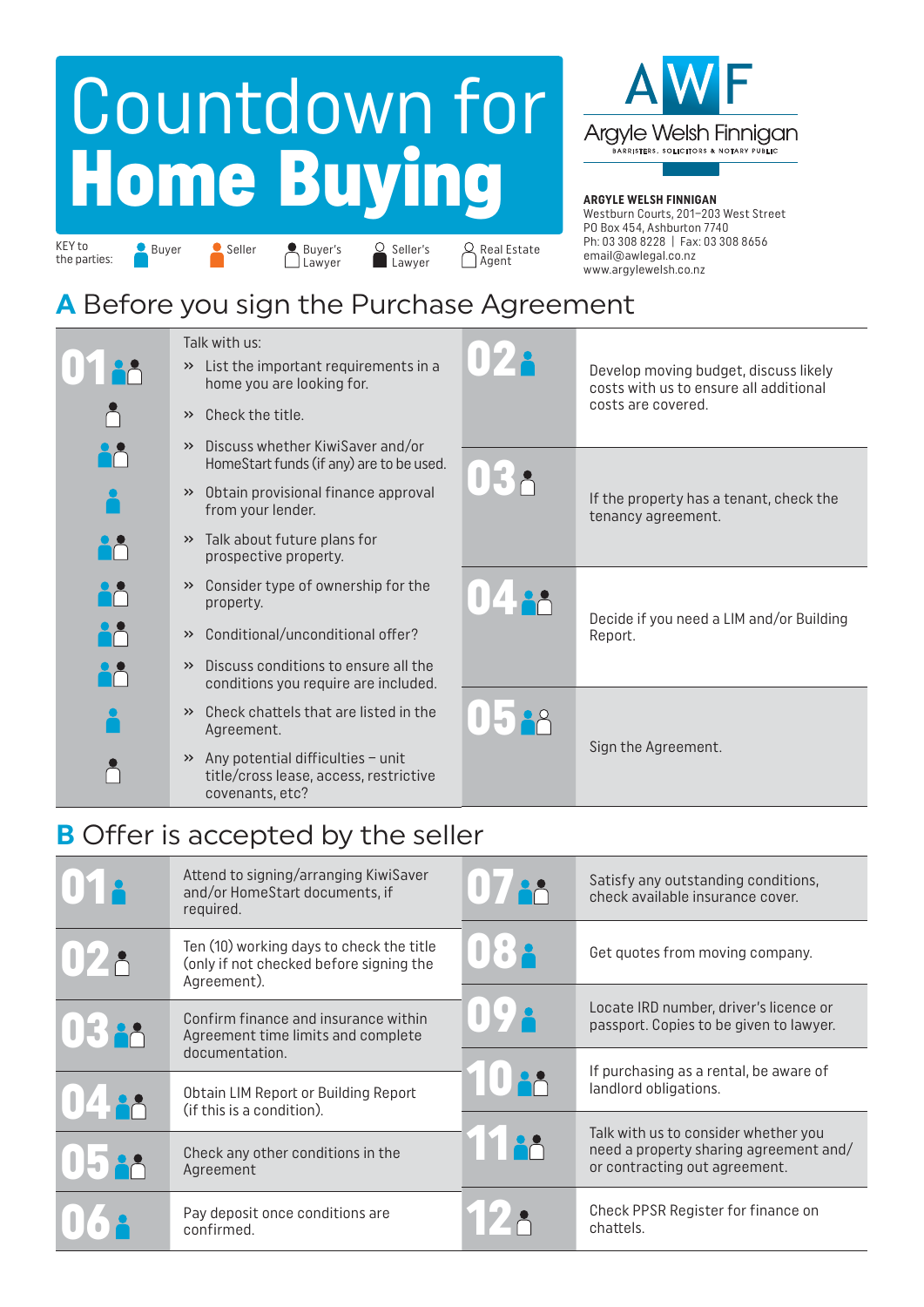# Countdown for Home Buying

KEY to the parties: Buyer | Seller | Buyer's Lawyer | Seller's Lawyer | Real Estate Agent

**ARGYLE WELSH FINNIGAN**
Westburn Courts, 201–203 West Street
PO Box 454, Ashburton 7740
Ph: 03 308 8228 | Fax: 03 308 8656
email@awlegal.co.nz
www.argylewelsh.co.nz

## A Before you sign the Purchase Agreement

**01** Talk with us:

- » List the important requirements in a home you are looking for.
- » Check the title.
- » Discuss whether KiwiSaver and/or HomeStart funds (if any) are to be used.
- » Obtain provisional finance approval from your lender.
- » Talk about future plans for prospective property.
- » Consider type of ownership for the property.
- » Conditional/unconditional offer?
- » Discuss conditions to ensure all the conditions you require are included.
- » Check chattels that are listed in the Agreement.
- » Any potential difficulties – unit title/cross lease, access, restrictive covenants, etc?

**02** Develop moving budget, discuss likely costs with us to ensure all additional costs are covered.

**03** If the property has a tenant, check the tenancy agreement.

**04** Decide if you need a LIM and/or Building Report.

**05** Sign the Agreement.

## B Offer is accepted by the seller

**01** Attend to signing/arranging KiwiSaver and/or HomeStart documents, if required.

**02** Ten (10) working days to check the title (only if not checked before signing the Agreement).

**03** Confirm finance and insurance within Agreement time limits and complete documentation.

**04** Obtain LIM Report or Building Report (if this is a condition).

**05** Check any other conditions in the Agreement

**06** Pay deposit once conditions are confirmed.

**07** Satisfy any outstanding conditions, check available insurance cover.

**08** Get quotes from moving company.

**09** Locate IRD number, driver's licence or passport. Copies to be given to lawyer.

**10** If purchasing as a rental, be aware of landlord obligations.

**11** Talk with us to consider whether you need a property sharing agreement and/ or contracting out agreement.

**12** Check PPSR Register for finance on chattels.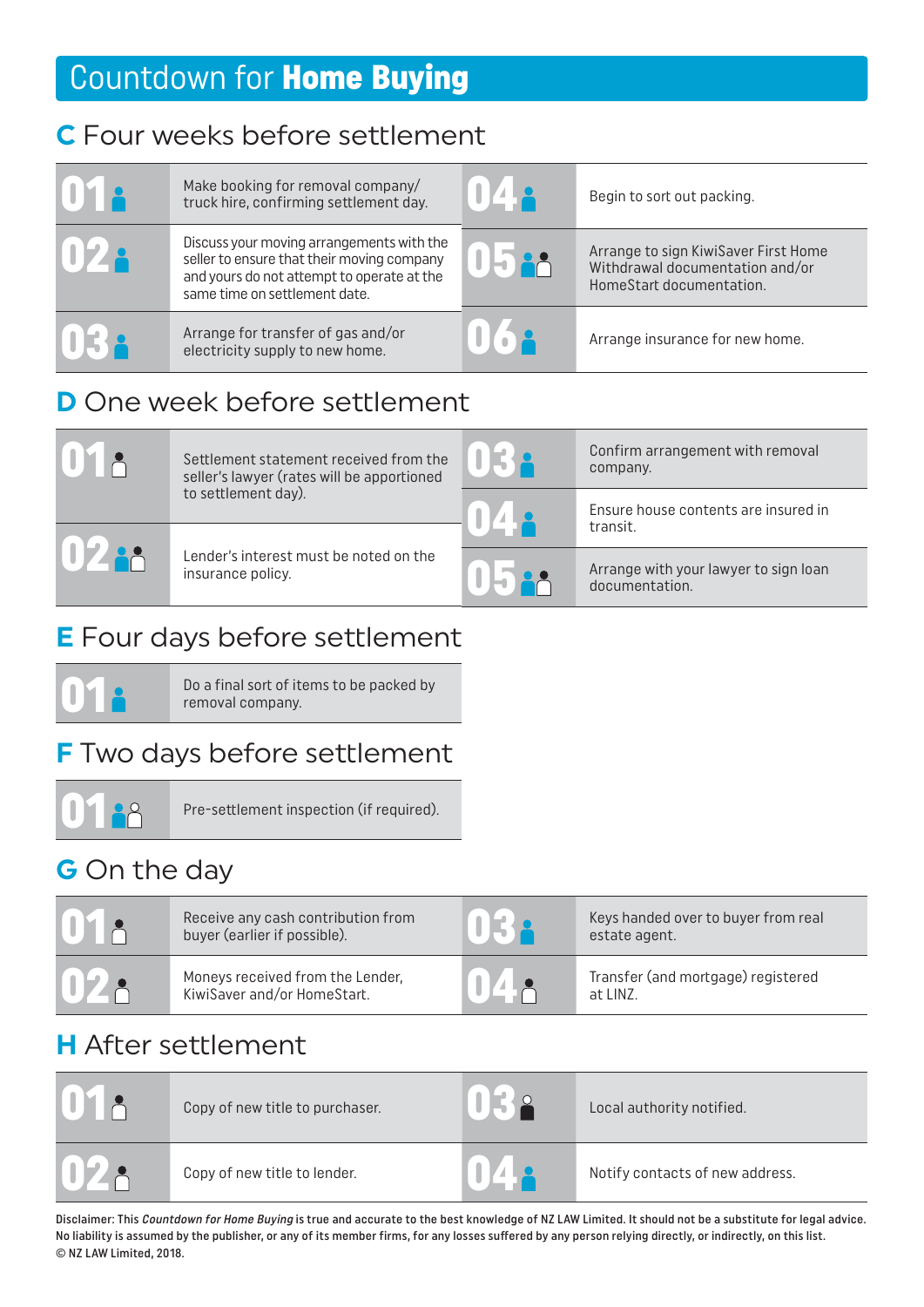# Countdown for **Home Buying**

## C Four weeks before settlement

| | | | |
|---|---|---|---|
| 01 | Make booking for removal company/truck hire, confirming settlement day. | 04 | Begin to sort out packing. |
| 02 | Discuss your moving arrangements with the seller to ensure that their moving company and yours do not attempt to operate at the same time on settlement date. | 05 | Arrange to sign KiwiSaver First Home Withdrawal documentation and/or HomeStart documentation. |
| 03 | Arrange for transfer of gas and/or electricity supply to new home. | 06 | Arrange insurance for new home. |

## D One week before settlement

| | | | |
|---|---|---|---|
| 01 | Settlement statement received from the seller's lawyer (rates will be apportioned to settlement day). | 03 | Confirm arrangement with removal company. |
| | | 04 | Ensure house contents are insured in transit. |
| 02 | Lender's interest must be noted on the insurance policy. | 05 | Arrange with your lawyer to sign loan documentation. |

## E Four days before settlement

| | |
|---|---|
| 01 | Do a final sort of items to be packed by removal company. |

## F Two days before settlement

| | |
|---|---|
| 01 | Pre-settlement inspection (if required). |

## G On the day

| | | | |
|---|---|---|---|
| 01 | Receive any cash contribution from buyer (earlier if possible). | 03 | Keys handed over to buyer from real estate agent. |
| 02 | Moneys received from the Lender, KiwiSaver and/or HomeStart. | 04 | Transfer (and mortgage) registered at LINZ. |

## H After settlement

| | | | |
|---|---|---|---|
| 01 | Copy of new title to purchaser. | 03 | Local authority notified. |
| 02 | Copy of new title to lender. | 04 | Notify contacts of new address. |

Disclaimer: This *Countdown for Home Buying* is true and accurate to the best knowledge of NZ LAW Limited. It should not be a substitute for legal advice. No liability is assumed by the publisher, or any of its member firms, for any losses suffered by any person relying directly, or indirectly, on this list. © NZ LAW Limited, 2018.